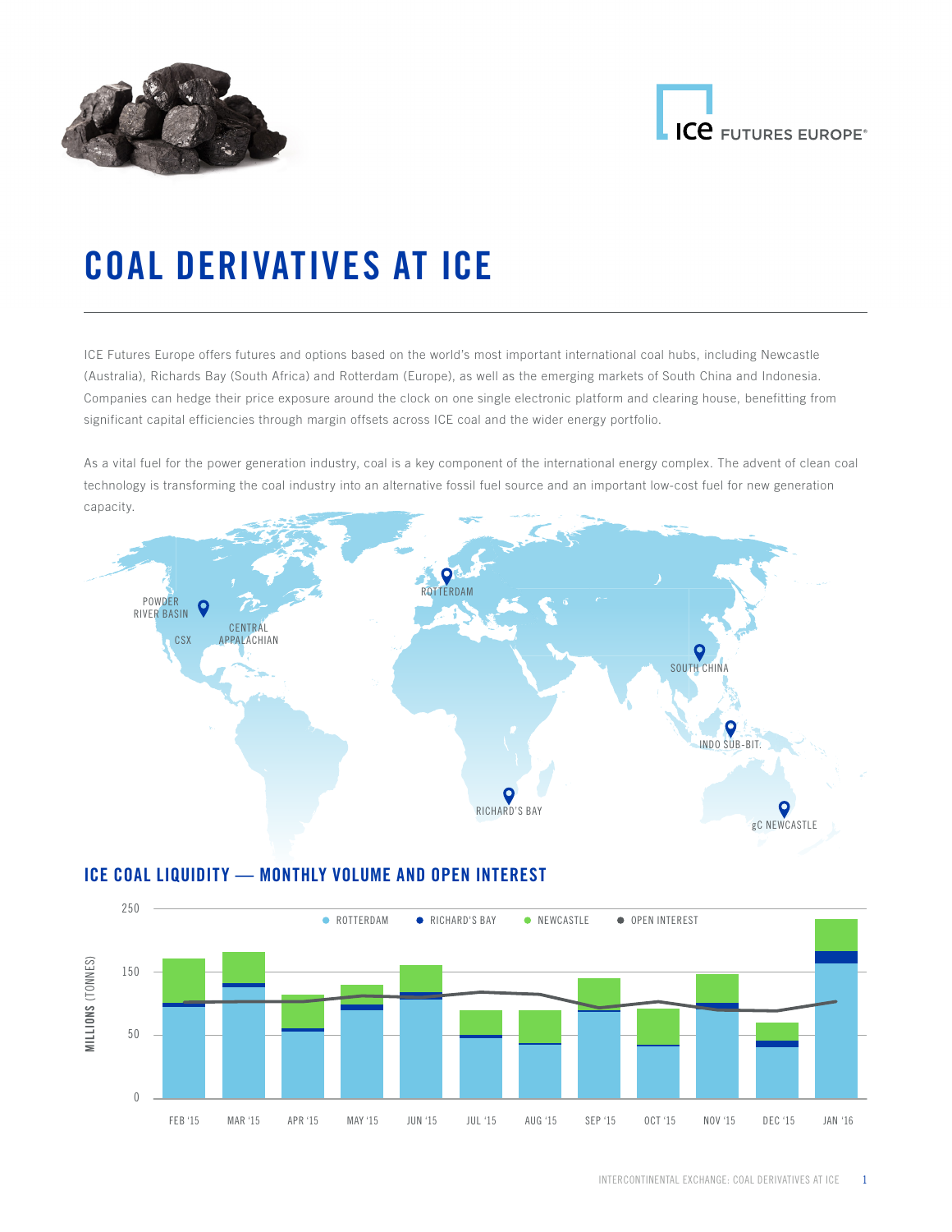# COAL DERIVATIVES AT ICE

ICE Futures Europe offers futures and options based on the world's most important international coal hubs, including Newcastle (Australia), Richards Bay (South Africa) and Rotterdam (Europe), as well as the emerging markets of South China and Indonesia. Companies can hedge their price exposure around the clock on one single electronic platform and clearing house, benefitting from significant capital efficiencies through margin offsets across ICE coal and the wider energy portfolio.

As a vital fuel for the power generation industry, coal is a key component of the international energy complex. The advent of clean coal technology is transforming the coal industry into an alternative fossil fuel source and an important low-cost fuel for new generation capacity.

POWDER RIVER BASIN, CSX, CENTRAL APPALACHIAN, ROTTERDAM, SOUTH CHINA, INDO SUB-BIT., RICHARD'S BAY, gC NEWCASTLE

## ICE COAL LIQUIDITY — MONTHLY VOLUME AND OPEN INTEREST

MILLIONS (TONNES): 0, 50, 150, 250

ROTTERDAM · RICHARD'S BAY · NEWCASTLE · OPEN INTEREST

FEB '15 · MAR '15 · APR '15 · MAY '15 · JUN '15 · JUL '15 · AUG '15 · SEP '15 · OCT '15 · NOV '15 · DEC '15 · JAN '16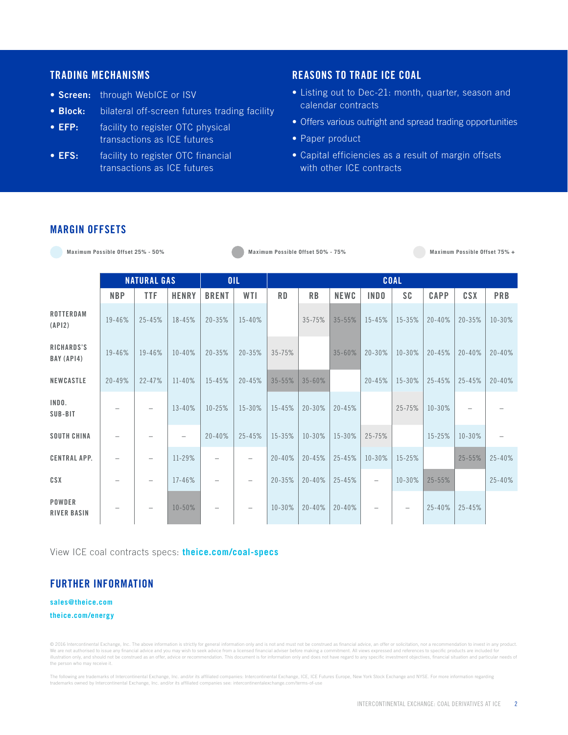## TRADING MECHANISMS

- **Screen:** through WebICE or ISV
- **Block:** bilateral off-screen futures trading facility
- **EFP:** facility to register OTC physical transactions as ICE futures
- **EFS:** facility to register OTC financial transactions as ICE futures

## REASONS TO TRADE ICE COAL

- Listing out to Dec-21: month, quarter, season and calendar contracts
- Offers various outright and spread trading opportunities
- Paper product
- Capital efficiencies as a result of margin offsets with other ICE contracts

## MARGIN OFFSETS

Maximum Possible Offset 25% - 50%

Maximum Possible Offset 50% - 75%

Maximum Possible Offset 75% +

| | NATURAL GAS | | | OIL | | COAL | | | | | | | |
|---|---|---|---|---|---|---|---|---|---|---|---|---|---|
| | NBP | TTF | HENRY | BRENT | WTI | RD | RB | NEWC | INDO | SC | CAPP | CSX | PRB |
| ROTTERDAM (API2) | 19-46% | 25-45% | 18-45% | 20-35% | 15-40% | | 35-75% | 35-55% | 15-45% | 15-35% | 20-40% | 20-35% | 10-30% |
| RICHARDS'S BAY (API4) | 19-46% | 19-46% | 10-40% | 20-35% | 20-35% | 35-75% | | 35-60% | 20-30% | 10-30% | 20-45% | 20-40% | 20-40% |
| NEWCASTLE | 20-49% | 22-47% | 11-40% | 15-45% | 20-45% | 35-55% | 35-60% | | 20-45% | 15-30% | 25-45% | 25-45% | 20-40% |
| INDO. SUB-BIT | – | – | 13-40% | 10-25% | 15-30% | 15-45% | 20-30% | 20-45% | | 25-75% | 10-30% | – | – |
| SOUTH CHINA | – | – | – | 20-40% | 25-45% | 15-35% | 10-30% | 15-30% | 25-75% | | 15-25% | 10-30% | – |
| CENTRAL APP. | – | – | 11-29% | – | – | 20-40% | 20-45% | 25-45% | 10-30% | 15-25% | | 25-55% | 25-40% |
| CSX | – | – | 17-46% | – | – | 20-35% | 20-40% | 25-45% | – | 10-30% | 25-55% | | 25-40% |
| POWDER RIVER BASIN | – | – | 10-50% | – | – | 10-30% | 20-40% | 20-40% | – | – | 25-40% | 25-45% | |

View ICE coal contracts specs: **theice.com/coal-specs**

## FURTHER INFORMATION

**sales@theice.com**

**theice.com/energy**

© 2016 Intercontinental Exchange, Inc. The above information is strictly for general information only and is not and must not be construed as financial advice, an offer or solicitation, nor a recommendation to invest in any product. We are not authorised to issue any financial advice and you may wish to seek advice from a licensed financial adviser before making a commitment. All views expressed and references to specific products are included for illustration only, and should not be construed as an offer, advice or recommendation. This document is for information only and does not have regard to any specific investment objectives, financial situation and particular needs of the person who may receive it.

The following are trademarks of Intercontinental Exchange, Inc. and/or its affiliated companies: Intercontinental Exchange, ICE, ICE Futures Europe, New York Stock Exchange and NYSE. For more information regarding trademarks owned by Intercontinental Exchange, Inc. and/or its affiliated companies see: intercontinentalexchange.com/terms-of-use